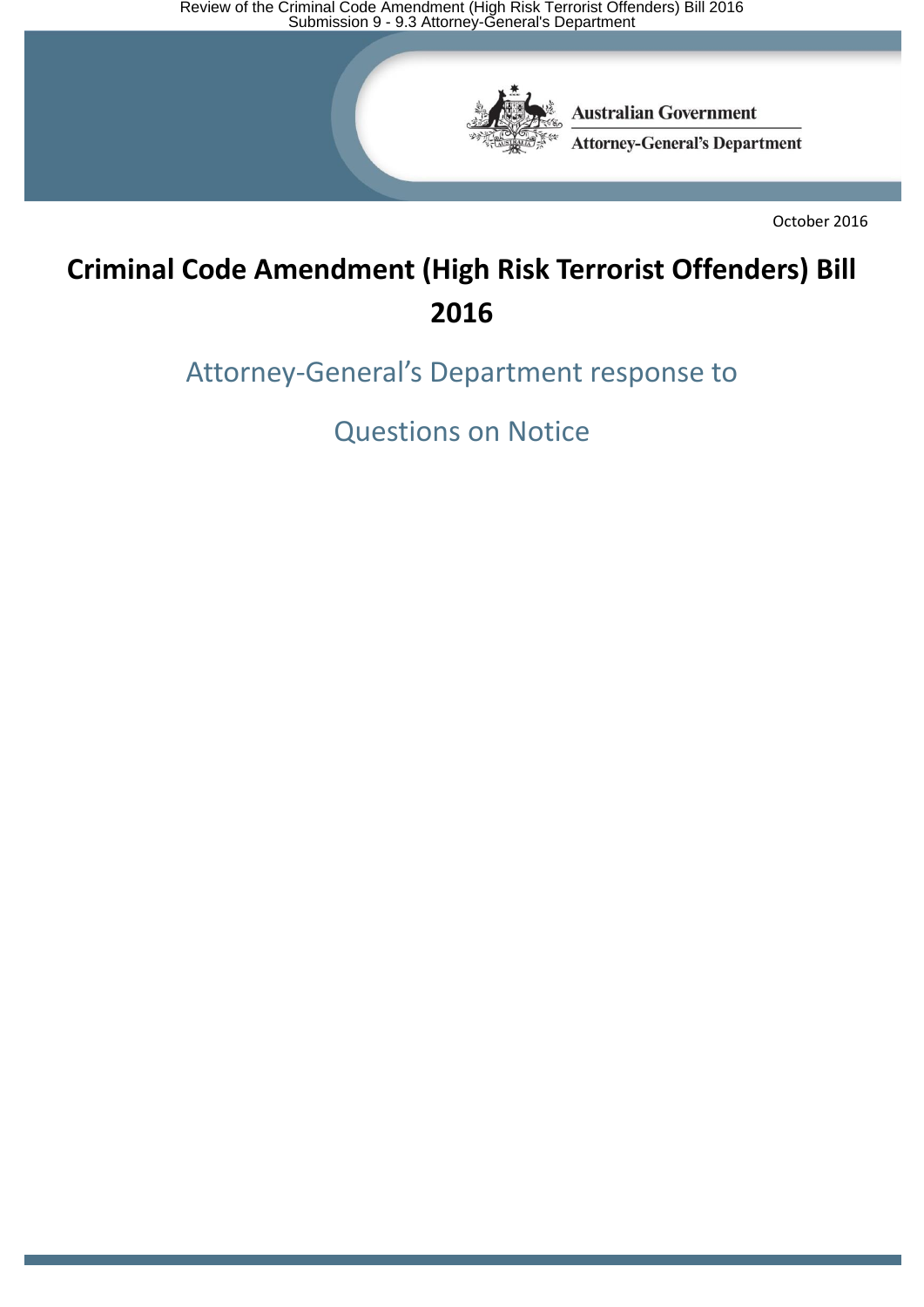Australian Government

Attorney-General's Department

October 2016

# Criminal Code Amendment (High Risk Terrorist Offenders) Bill 2016

## Attorney-General's Department response to Questions on Notice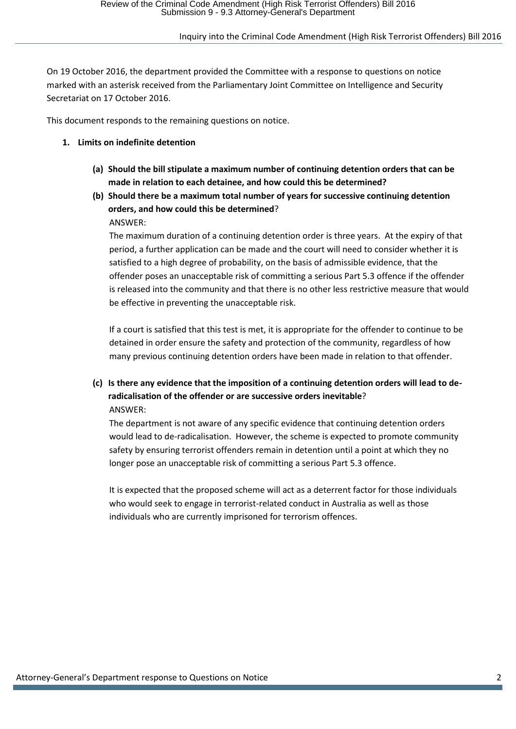On 19 October 2016, the department provided the Committee with a response to questions on notice marked with an asterisk received from the Parliamentary Joint Committee on Intelligence and Security Secretariat on 17 October 2016.

This document responds to the remaining questions on notice.

1. **Limits on indefinite detention**

   **(a) Should the bill stipulate a maximum number of continuing detention orders that can be made in relation to each detainee, and how could this be determined?**

   **(b) Should there be a maximum total number of years for successive continuing detention orders, and how could this be determined**?

   ANSWER:

   The maximum duration of a continuing detention order is three years. At the expiry of that period, a further application can be made and the court will need to consider whether it is satisfied to a high degree of probability, on the basis of admissible evidence, that the offender poses an unacceptable risk of committing a serious Part 5.3 offence if the offender is released into the community and that there is no other less restrictive measure that would be effective in preventing the unacceptable risk.

   If a court is satisfied that this test is met, it is appropriate for the offender to continue to be detained in order ensure the safety and protection of the community, regardless of how many previous continuing detention orders have been made in relation to that offender.

   **(c) Is there any evidence that the imposition of a continuing detention orders will lead to de-radicalisation of the offender or are successive orders inevitable**?

   ANSWER:

   The department is not aware of any specific evidence that continuing detention orders would lead to de-radicalisation. However, the scheme is expected to promote community safety by ensuring terrorist offenders remain in detention until a point at which they no longer pose an unacceptable risk of committing a serious Part 5.3 offence.

   It is expected that the proposed scheme will act as a deterrent factor for those individuals who would seek to engage in terrorist-related conduct in Australia as well as those individuals who are currently imprisoned for terrorism offences.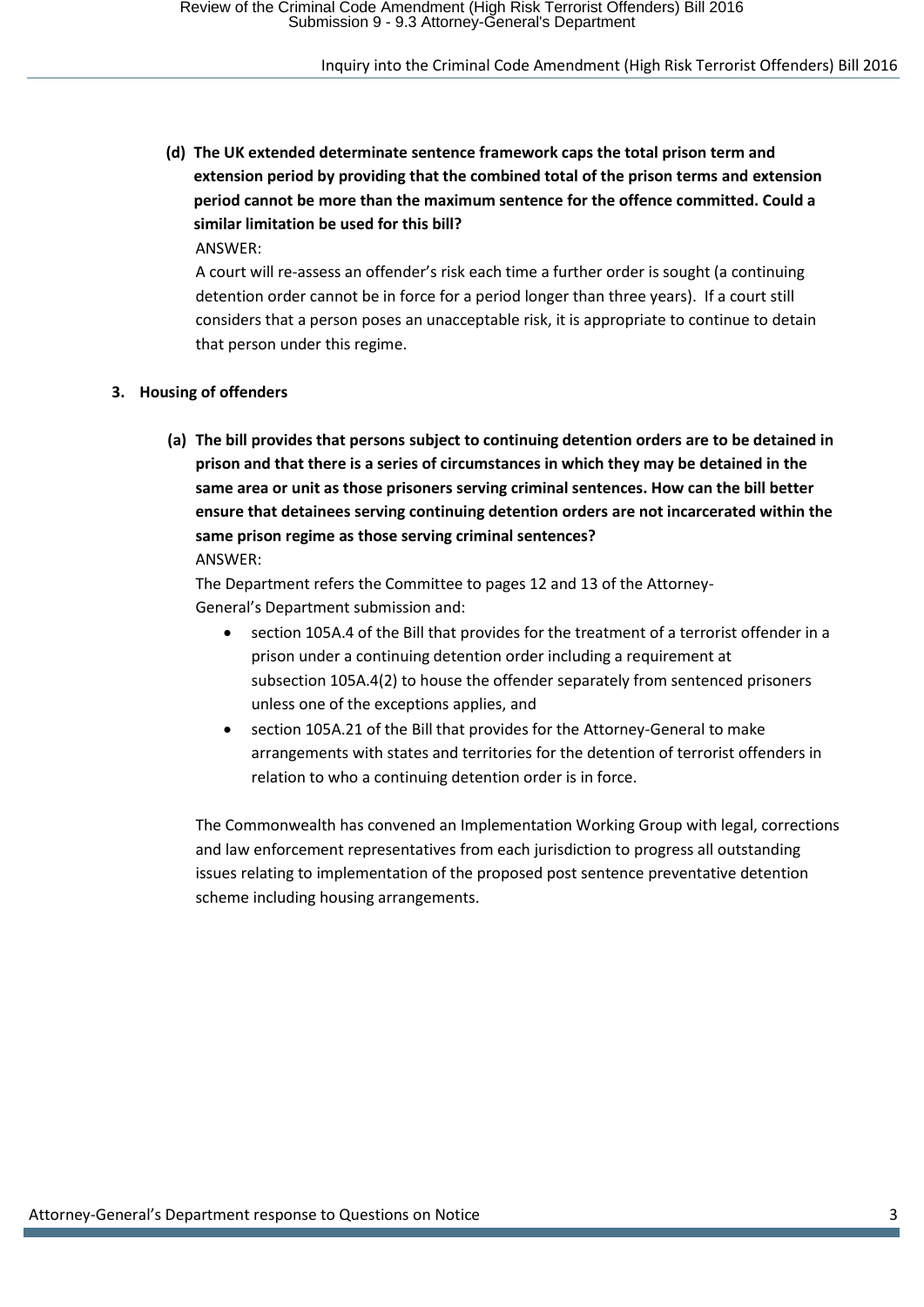**(d) The UK extended determinate sentence framework caps the total prison term and extension period by providing that the combined total of the prison terms and extension period cannot be more than the maximum sentence for the offence committed. Could a similar limitation be used for this bill?**

ANSWER:

A court will re-assess an offender's risk each time a further order is sought (a continuing detention order cannot be in force for a period longer than three years). If a court still considers that a person poses an unacceptable risk, it is appropriate to continue to detain that person under this regime.

## 3. Housing of offenders

**(a) The bill provides that persons subject to continuing detention orders are to be detained in prison and that there is a series of circumstances in which they may be detained in the same area or unit as those prisoners serving criminal sentences. How can the bill better ensure that detainees serving continuing detention orders are not incarcerated within the same prison regime as those serving criminal sentences?**

ANSWER:

The Department refers the Committee to pages 12 and 13 of the Attorney-General's Department submission and:

- section 105A.4 of the Bill that provides for the treatment of a terrorist offender in a prison under a continuing detention order including a requirement at subsection 105A.4(2) to house the offender separately from sentenced prisoners unless one of the exceptions applies, and
- section 105A.21 of the Bill that provides for the Attorney-General to make arrangements with states and territories for the detention of terrorist offenders in relation to who a continuing detention order is in force.

The Commonwealth has convened an Implementation Working Group with legal, corrections and law enforcement representatives from each jurisdiction to progress all outstanding issues relating to implementation of the proposed post sentence preventative detention scheme including housing arrangements.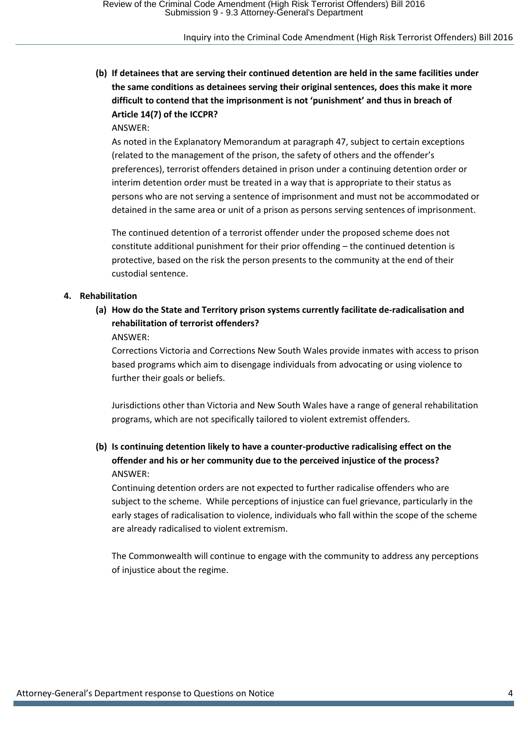**(b) If detainees that are serving their continued detention are held in the same facilities under the same conditions as detainees serving their original sentences, does this make it more difficult to contend that the imprisonment is not 'punishment' and thus in breach of Article 14(7) of the ICCPR?**

ANSWER:

As noted in the Explanatory Memorandum at paragraph 47, subject to certain exceptions (related to the management of the prison, the safety of others and the offender's preferences), terrorist offenders detained in prison under a continuing detention order or interim detention order must be treated in a way that is appropriate to their status as persons who are not serving a sentence of imprisonment and must not be accommodated or detained in the same area or unit of a prison as persons serving sentences of imprisonment.

The continued detention of a terrorist offender under the proposed scheme does not constitute additional punishment for their prior offending – the continued detention is protective, based on the risk the person presents to the community at the end of their custodial sentence.

**4. Rehabilitation**

**(a) How do the State and Territory prison systems currently facilitate de-radicalisation and rehabilitation of terrorist offenders?**

ANSWER:

Corrections Victoria and Corrections New South Wales provide inmates with access to prison based programs which aim to disengage individuals from advocating or using violence to further their goals or beliefs.

Jurisdictions other than Victoria and New South Wales have a range of general rehabilitation programs, which are not specifically tailored to violent extremist offenders.

**(b) Is continuing detention likely to have a counter-productive radicalising effect on the offender and his or her community due to the perceived injustice of the process?**

ANSWER:

Continuing detention orders are not expected to further radicalise offenders who are subject to the scheme. While perceptions of injustice can fuel grievance, particularly in the early stages of radicalisation to violence, individuals who fall within the scope of the scheme are already radicalised to violent extremism.

The Commonwealth will continue to engage with the community to address any perceptions of injustice about the regime.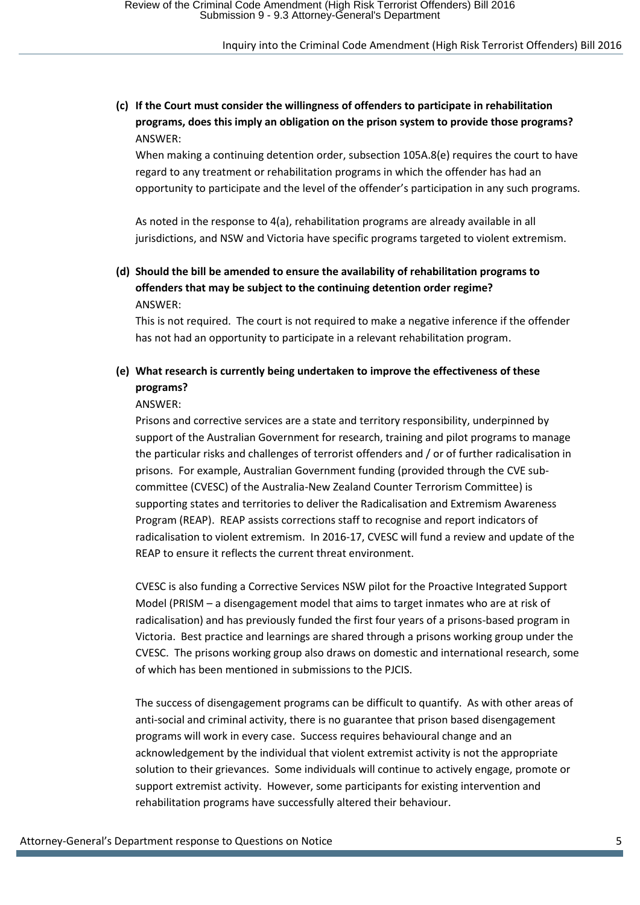**(c) If the Court must consider the willingness of offenders to participate in rehabilitation programs, does this imply an obligation on the prison system to provide those programs?**

ANSWER:

When making a continuing detention order, subsection 105A.8(e) requires the court to have regard to any treatment or rehabilitation programs in which the offender has had an opportunity to participate and the level of the offender's participation in any such programs.

As noted in the response to 4(a), rehabilitation programs are already available in all jurisdictions, and NSW and Victoria have specific programs targeted to violent extremism.

**(d) Should the bill be amended to ensure the availability of rehabilitation programs to offenders that may be subject to the continuing detention order regime?**

ANSWER:

This is not required. The court is not required to make a negative inference if the offender has not had an opportunity to participate in a relevant rehabilitation program.

**(e) What research is currently being undertaken to improve the effectiveness of these programs?**

ANSWER:

Prisons and corrective services are a state and territory responsibility, underpinned by support of the Australian Government for research, training and pilot programs to manage the particular risks and challenges of terrorist offenders and / or of further radicalisation in prisons. For example, Australian Government funding (provided through the CVE sub-committee (CVESC) of the Australia-New Zealand Counter Terrorism Committee) is supporting states and territories to deliver the Radicalisation and Extremism Awareness Program (REAP). REAP assists corrections staff to recognise and report indicators of radicalisation to violent extremism. In 2016-17, CVESC will fund a review and update of the REAP to ensure it reflects the current threat environment.

CVESC is also funding a Corrective Services NSW pilot for the Proactive Integrated Support Model (PRISM – a disengagement model that aims to target inmates who are at risk of radicalisation) and has previously funded the first four years of a prisons-based program in Victoria. Best practice and learnings are shared through a prisons working group under the CVESC. The prisons working group also draws on domestic and international research, some of which has been mentioned in submissions to the PJCIS.

The success of disengagement programs can be difficult to quantify. As with other areas of anti-social and criminal activity, there is no guarantee that prison based disengagement programs will work in every case. Success requires behavioural change and an acknowledgement by the individual that violent extremist activity is not the appropriate solution to their grievances. Some individuals will continue to actively engage, promote or support extremist activity. However, some participants for existing intervention and rehabilitation programs have successfully altered their behaviour.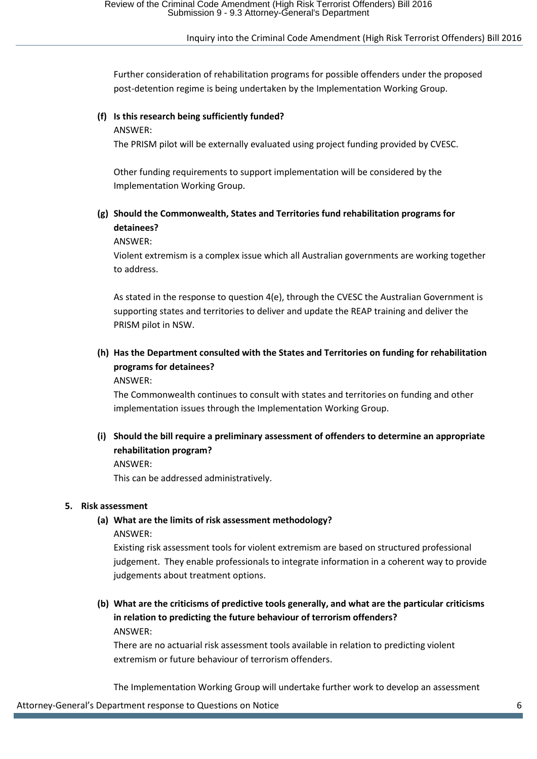Further consideration of rehabilitation programs for possible offenders under the proposed post-detention regime is being undertaken by the Implementation Working Group.

**(f) Is this research being sufficiently funded?**

ANSWER:

The PRISM pilot will be externally evaluated using project funding provided by CVESC.

Other funding requirements to support implementation will be considered by the Implementation Working Group.

**(g) Should the Commonwealth, States and Territories fund rehabilitation programs for detainees?**

ANSWER:

Violent extremism is a complex issue which all Australian governments are working together to address.

As stated in the response to question 4(e), through the CVESC the Australian Government is supporting states and territories to deliver and update the REAP training and deliver the PRISM pilot in NSW.

**(h) Has the Department consulted with the States and Territories on funding for rehabilitation programs for detainees?**

ANSWER:

The Commonwealth continues to consult with states and territories on funding and other implementation issues through the Implementation Working Group.

**(i) Should the bill require a preliminary assessment of offenders to determine an appropriate rehabilitation program?**

ANSWER:

This can be addressed administratively.

**5. Risk assessment**

**(a) What are the limits of risk assessment methodology?**

ANSWER:

Existing risk assessment tools for violent extremism are based on structured professional judgement. They enable professionals to integrate information in a coherent way to provide judgements about treatment options.

**(b) What are the criticisms of predictive tools generally, and what are the particular criticisms in relation to predicting the future behaviour of terrorism offenders?**

ANSWER:

There are no actuarial risk assessment tools available in relation to predicting violent extremism or future behaviour of terrorism offenders.

The Implementation Working Group will undertake further work to develop an assessment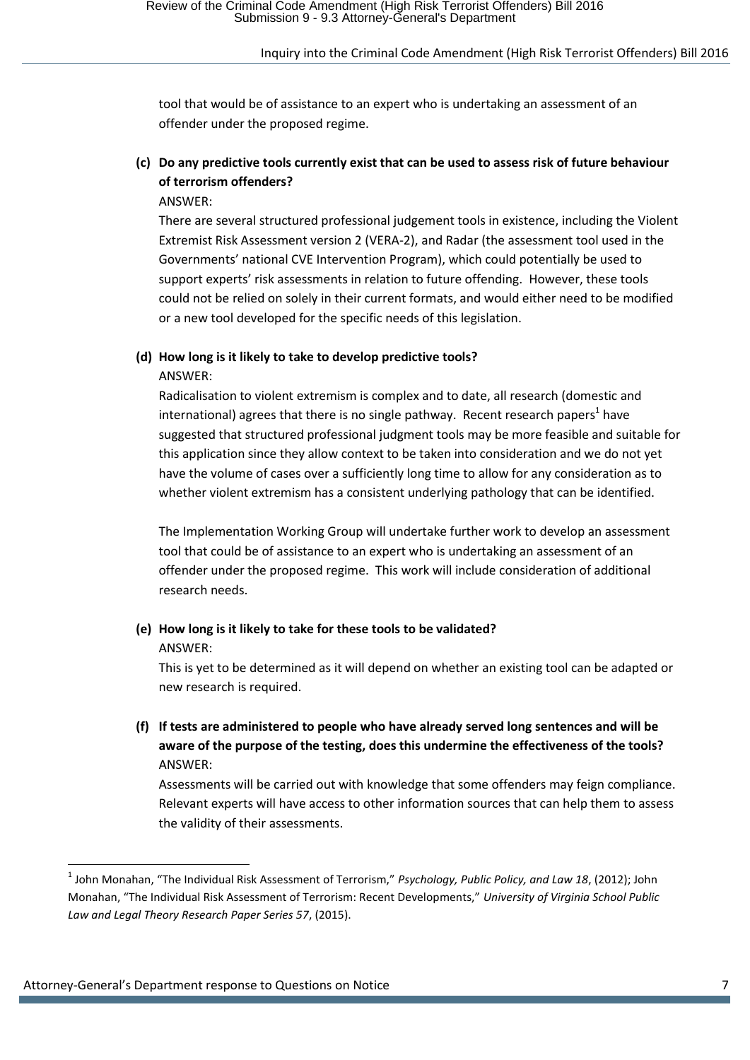tool that would be of assistance to an expert who is undertaking an assessment of an offender under the proposed regime.

**(c) Do any predictive tools currently exist that can be used to assess risk of future behaviour of terrorism offenders?**

ANSWER:

There are several structured professional judgement tools in existence, including the Violent Extremist Risk Assessment version 2 (VERA-2), and Radar (the assessment tool used in the Governments' national CVE Intervention Program), which could potentially be used to support experts' risk assessments in relation to future offending. However, these tools could not be relied on solely in their current formats, and would either need to be modified or a new tool developed for the specific needs of this legislation.

**(d) How long is it likely to take to develop predictive tools?**

ANSWER:

Radicalisation to violent extremism is complex and to date, all research (domestic and international) agrees that there is no single pathway. Recent research papers[1] have suggested that structured professional judgment tools may be more feasible and suitable for this application since they allow context to be taken into consideration and we do not yet have the volume of cases over a sufficiently long time to allow for any consideration as to whether violent extremism has a consistent underlying pathology that can be identified.

The Implementation Working Group will undertake further work to develop an assessment tool that could be of assistance to an expert who is undertaking an assessment of an offender under the proposed regime. This work will include consideration of additional research needs.

**(e) How long is it likely to take for these tools to be validated?**

ANSWER:

This is yet to be determined as it will depend on whether an existing tool can be adapted or new research is required.

**(f) If tests are administered to people who have already served long sentences and will be aware of the purpose of the testing, does this undermine the effectiveness of the tools?**

ANSWER:

Assessments will be carried out with knowledge that some offenders may feign compliance. Relevant experts will have access to other information sources that can help them to assess the validity of their assessments.

---

[1] John Monahan, "The Individual Risk Assessment of Terrorism," *Psychology, Public Policy, and Law 18*, (2012); John Monahan, "The Individual Risk Assessment of Terrorism: Recent Developments," *University of Virginia School Public Law and Legal Theory Research Paper Series 57*, (2015).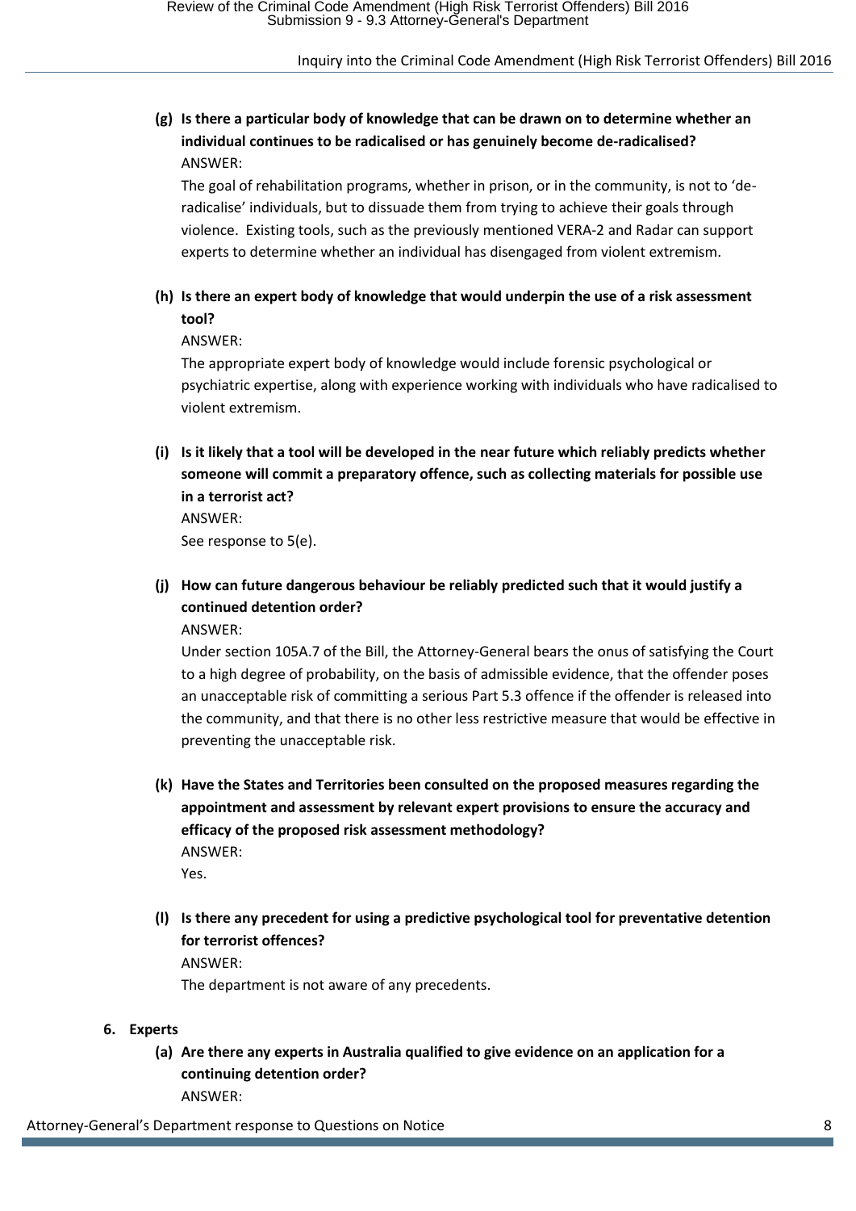**(g) Is there a particular body of knowledge that can be drawn on to determine whether an individual continues to be radicalised or has genuinely become de-radicalised?**

ANSWER:

The goal of rehabilitation programs, whether in prison, or in the community, is not to 'de-radicalise' individuals, but to dissuade them from trying to achieve their goals through violence. Existing tools, such as the previously mentioned VERA-2 and Radar can support experts to determine whether an individual has disengaged from violent extremism.

**(h) Is there an expert body of knowledge that would underpin the use of a risk assessment tool?**

ANSWER:

The appropriate expert body of knowledge would include forensic psychological or psychiatric expertise, along with experience working with individuals who have radicalised to violent extremism.

**(i) Is it likely that a tool will be developed in the near future which reliably predicts whether someone will commit a preparatory offence, such as collecting materials for possible use in a terrorist act?**

ANSWER:

See response to 5(e).

**(j) How can future dangerous behaviour be reliably predicted such that it would justify a continued detention order?**

ANSWER:

Under section 105A.7 of the Bill, the Attorney-General bears the onus of satisfying the Court to a high degree of probability, on the basis of admissible evidence, that the offender poses an unacceptable risk of committing a serious Part 5.3 offence if the offender is released into the community, and that there is no other less restrictive measure that would be effective in preventing the unacceptable risk.

**(k) Have the States and Territories been consulted on the proposed measures regarding the appointment and assessment by relevant expert provisions to ensure the accuracy and efficacy of the proposed risk assessment methodology?**

ANSWER:

Yes.

**(l) Is there any precedent for using a predictive psychological tool for preventative detention for terrorist offences?**

ANSWER:

The department is not aware of any precedents.

**6. Experts**

**(a) Are there any experts in Australia qualified to give evidence on an application for a continuing detention order?**

ANSWER: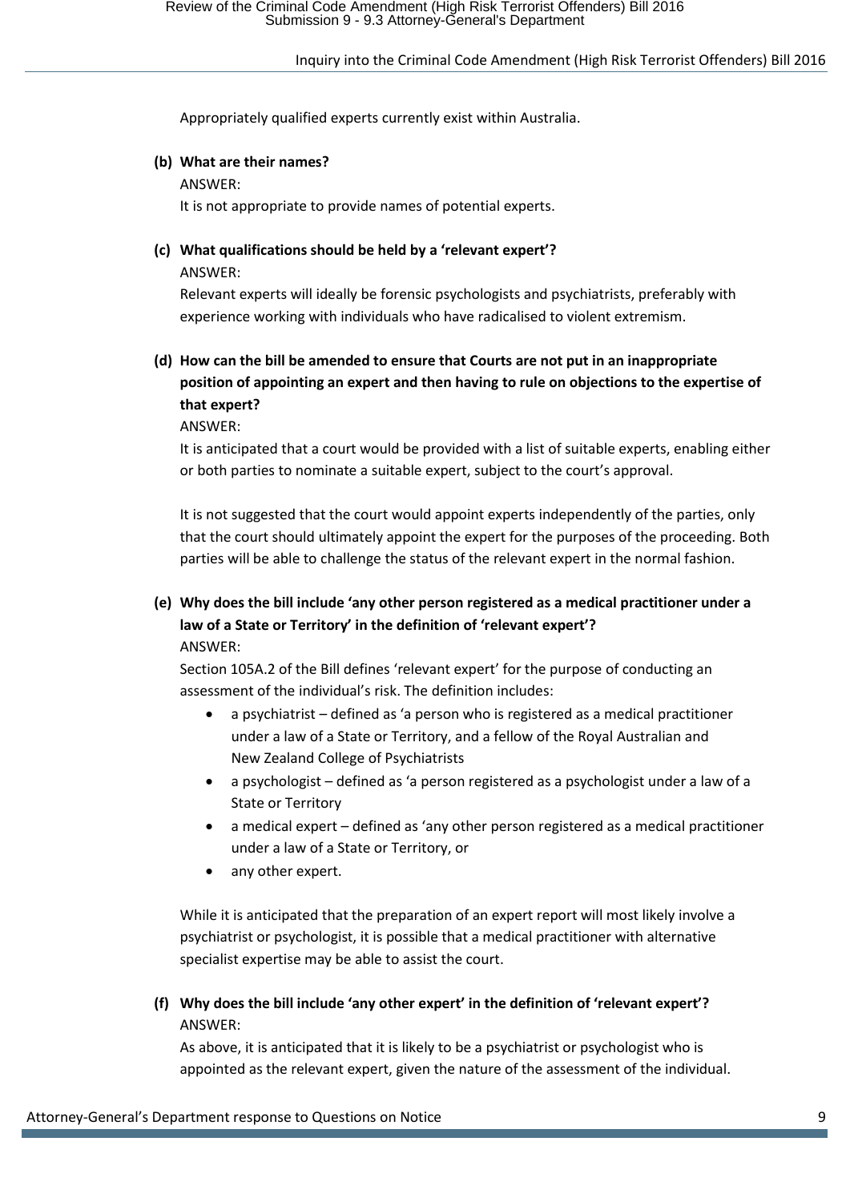Appropriately qualified experts currently exist within Australia.

**(b) What are their names?**

ANSWER:

It is not appropriate to provide names of potential experts.

**(c) What qualifications should be held by a 'relevant expert'?**

ANSWER:

Relevant experts will ideally be forensic psychologists and psychiatrists, preferably with experience working with individuals who have radicalised to violent extremism.

**(d) How can the bill be amended to ensure that Courts are not put in an inappropriate position of appointing an expert and then having to rule on objections to the expertise of that expert?**

ANSWER:

It is anticipated that a court would be provided with a list of suitable experts, enabling either or both parties to nominate a suitable expert, subject to the court's approval.

It is not suggested that the court would appoint experts independently of the parties, only that the court should ultimately appoint the expert for the purposes of the proceeding. Both parties will be able to challenge the status of the relevant expert in the normal fashion.

**(e) Why does the bill include 'any other person registered as a medical practitioner under a law of a State or Territory' in the definition of 'relevant expert'?**

ANSWER:

Section 105A.2 of the Bill defines 'relevant expert' for the purpose of conducting an assessment of the individual's risk. The definition includes:

- a psychiatrist – defined as 'a person who is registered as a medical practitioner under a law of a State or Territory, and a fellow of the Royal Australian and New Zealand College of Psychiatrists
- a psychologist – defined as 'a person registered as a psychologist under a law of a State or Territory
- a medical expert – defined as 'any other person registered as a medical practitioner under a law of a State or Territory, or
- any other expert.

While it is anticipated that the preparation of an expert report will most likely involve a psychiatrist or psychologist, it is possible that a medical practitioner with alternative specialist expertise may be able to assist the court.

**(f) Why does the bill include 'any other expert' in the definition of 'relevant expert'?**

ANSWER:

As above, it is anticipated that it is likely to be a psychiatrist or psychologist who is appointed as the relevant expert, given the nature of the assessment of the individual.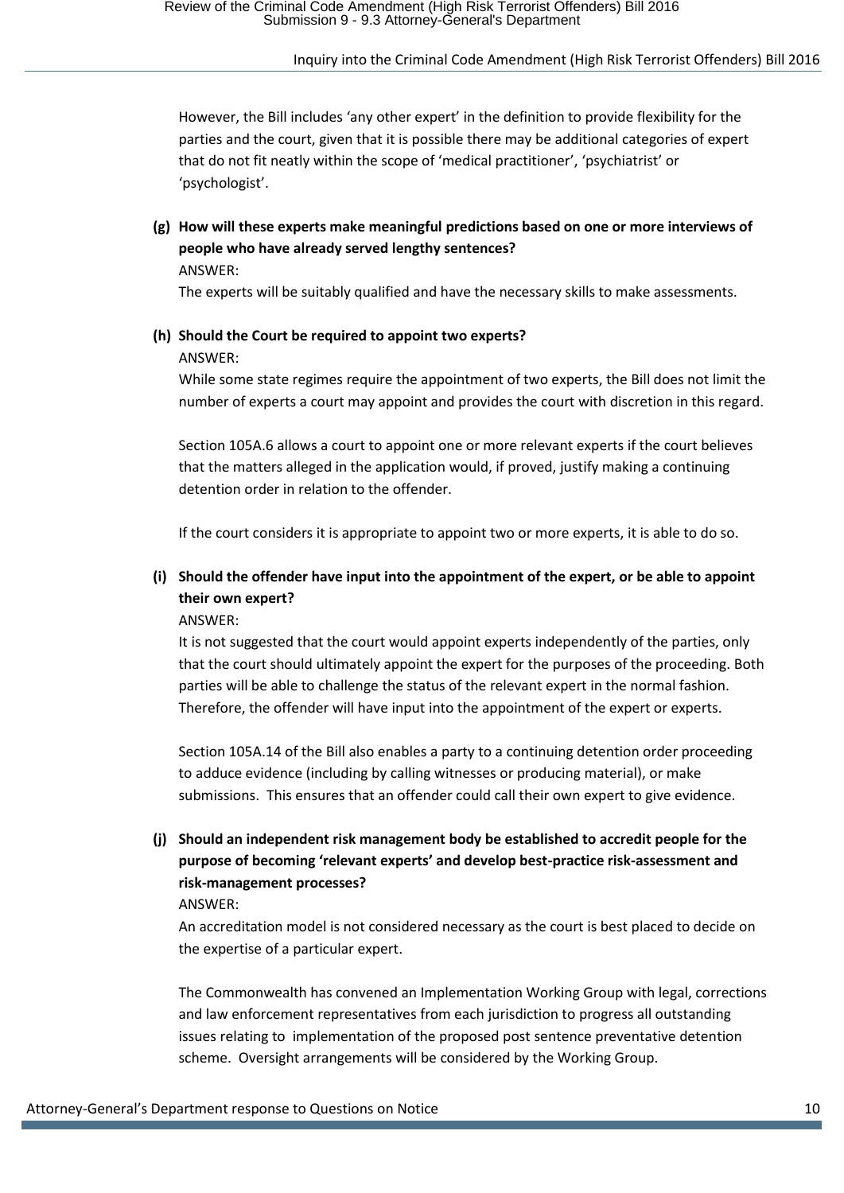However, the Bill includes 'any other expert' in the definition to provide flexibility for the parties and the court, given that it is possible there may be additional categories of expert that do not fit neatly within the scope of 'medical practitioner', 'psychiatrist' or 'psychologist'.

**(g) How will these experts make meaningful predictions based on one or more interviews of people who have already served lengthy sentences?**

ANSWER:

The experts will be suitably qualified and have the necessary skills to make assessments.

**(h) Should the Court be required to appoint two experts?**

ANSWER:

While some state regimes require the appointment of two experts, the Bill does not limit the number of experts a court may appoint and provides the court with discretion in this regard.

Section 105A.6 allows a court to appoint one or more relevant experts if the court believes that the matters alleged in the application would, if proved, justify making a continuing detention order in relation to the offender.

If the court considers it is appropriate to appoint two or more experts, it is able to do so.

**(i) Should the offender have input into the appointment of the expert, or be able to appoint their own expert?**

ANSWER:

It is not suggested that the court would appoint experts independently of the parties, only that the court should ultimately appoint the expert for the purposes of the proceeding. Both parties will be able to challenge the status of the relevant expert in the normal fashion. Therefore, the offender will have input into the appointment of the expert or experts.

Section 105A.14 of the Bill also enables a party to a continuing detention order proceeding to adduce evidence (including by calling witnesses or producing material), or make submissions. This ensures that an offender could call their own expert to give evidence.

**(j) Should an independent risk management body be established to accredit people for the purpose of becoming 'relevant experts' and develop best-practice risk-assessment and risk-management processes?**

ANSWER:

An accreditation model is not considered necessary as the court is best placed to decide on the expertise of a particular expert.

The Commonwealth has convened an Implementation Working Group with legal, corrections and law enforcement representatives from each jurisdiction to progress all outstanding issues relating to implementation of the proposed post sentence preventative detention scheme. Oversight arrangements will be considered by the Working Group.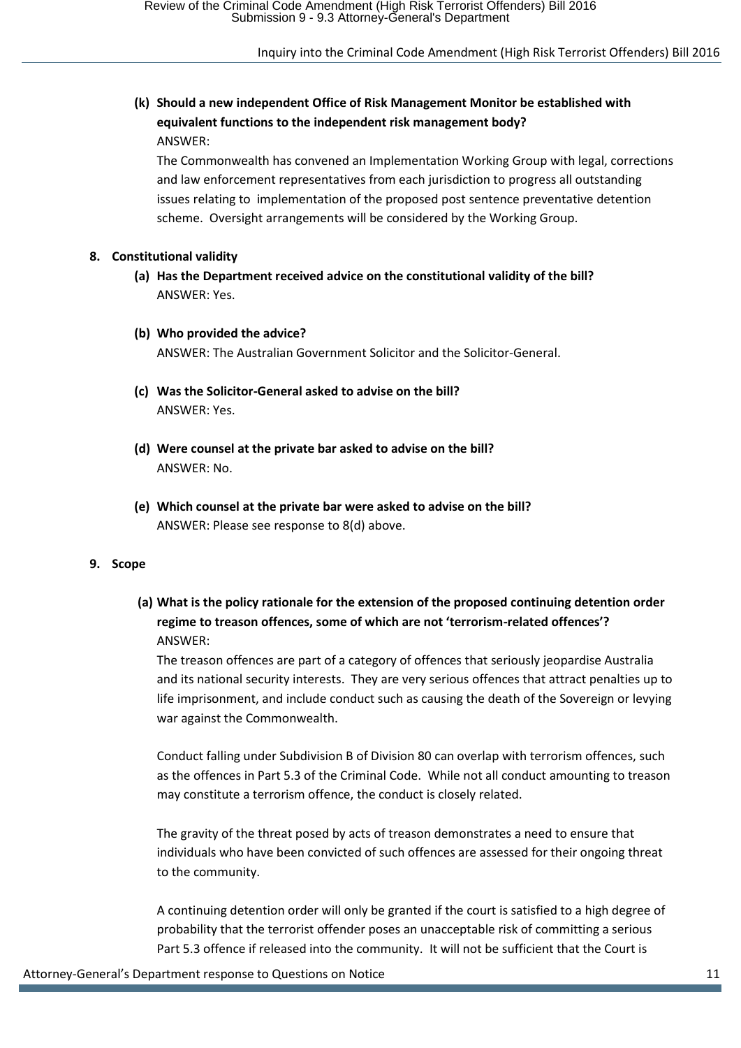**(k) Should a new independent Office of Risk Management Monitor be established with equivalent functions to the independent risk management body?**

ANSWER:

The Commonwealth has convened an Implementation Working Group with legal, corrections and law enforcement representatives from each jurisdiction to progress all outstanding issues relating to implementation of the proposed post sentence preventative detention scheme. Oversight arrangements will be considered by the Working Group.

## 8. Constitutional validity

**(a) Has the Department received advice on the constitutional validity of the bill?**

ANSWER: Yes.

**(b) Who provided the advice?**

ANSWER: The Australian Government Solicitor and the Solicitor-General.

**(c) Was the Solicitor-General asked to advise on the bill?**

ANSWER: Yes.

**(d) Were counsel at the private bar asked to advise on the bill?**

ANSWER: No.

**(e) Which counsel at the private bar were asked to advise on the bill?**

ANSWER: Please see response to 8(d) above.

## 9. Scope

**(a) What is the policy rationale for the extension of the proposed continuing detention order regime to treason offences, some of which are not 'terrorism-related offences'?**

ANSWER:

The treason offences are part of a category of offences that seriously jeopardise Australia and its national security interests. They are very serious offences that attract penalties up to life imprisonment, and include conduct such as causing the death of the Sovereign or levying war against the Commonwealth.

Conduct falling under Subdivision B of Division 80 can overlap with terrorism offences, such as the offences in Part 5.3 of the Criminal Code. While not all conduct amounting to treason may constitute a terrorism offence, the conduct is closely related.

The gravity of the threat posed by acts of treason demonstrates a need to ensure that individuals who have been convicted of such offences are assessed for their ongoing threat to the community.

A continuing detention order will only be granted if the court is satisfied to a high degree of probability that the terrorist offender poses an unacceptable risk of committing a serious Part 5.3 offence if released into the community. It will not be sufficient that the Court is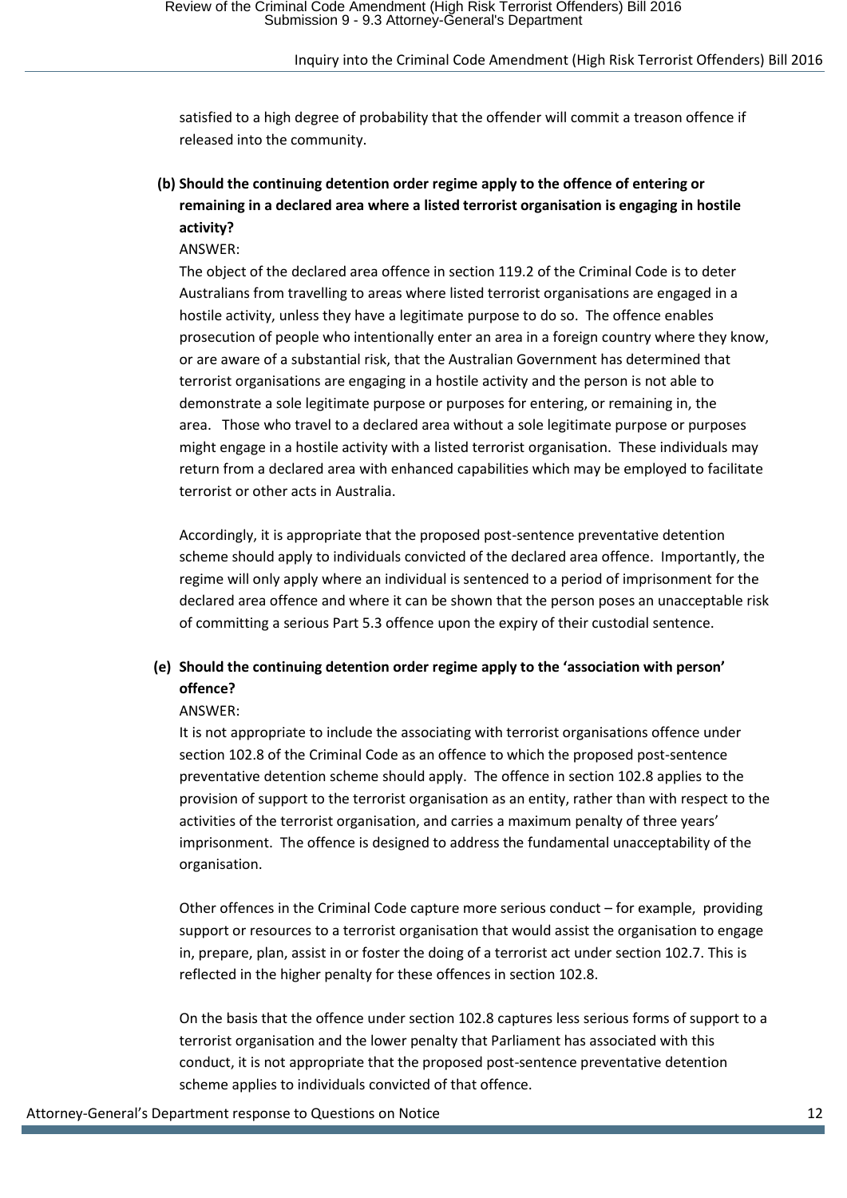satisfied to a high degree of probability that the offender will commit a treason offence if released into the community.

**(b) Should the continuing detention order regime apply to the offence of entering or remaining in a declared area where a listed terrorist organisation is engaging in hostile activity?**

ANSWER:

The object of the declared area offence in section 119.2 of the Criminal Code is to deter Australians from travelling to areas where listed terrorist organisations are engaged in a hostile activity, unless they have a legitimate purpose to do so. The offence enables prosecution of people who intentionally enter an area in a foreign country where they know, or are aware of a substantial risk, that the Australian Government has determined that terrorist organisations are engaging in a hostile activity and the person is not able to demonstrate a sole legitimate purpose or purposes for entering, or remaining in, the area. Those who travel to a declared area without a sole legitimate purpose or purposes might engage in a hostile activity with a listed terrorist organisation. These individuals may return from a declared area with enhanced capabilities which may be employed to facilitate terrorist or other acts in Australia.

Accordingly, it is appropriate that the proposed post-sentence preventative detention scheme should apply to individuals convicted of the declared area offence. Importantly, the regime will only apply where an individual is sentenced to a period of imprisonment for the declared area offence and where it can be shown that the person poses an unacceptable risk of committing a serious Part 5.3 offence upon the expiry of their custodial sentence.

**(e) Should the continuing detention order regime apply to the 'association with person' offence?**

ANSWER:

It is not appropriate to include the associating with terrorist organisations offence under section 102.8 of the Criminal Code as an offence to which the proposed post-sentence preventative detention scheme should apply. The offence in section 102.8 applies to the provision of support to the terrorist organisation as an entity, rather than with respect to the activities of the terrorist organisation, and carries a maximum penalty of three years' imprisonment. The offence is designed to address the fundamental unacceptability of the organisation.

Other offences in the Criminal Code capture more serious conduct – for example, providing support or resources to a terrorist organisation that would assist the organisation to engage in, prepare, plan, assist in or foster the doing of a terrorist act under section 102.7. This is reflected in the higher penalty for these offences in section 102.8.

On the basis that the offence under section 102.8 captures less serious forms of support to a terrorist organisation and the lower penalty that Parliament has associated with this conduct, it is not appropriate that the proposed post-sentence preventative detention scheme applies to individuals convicted of that offence.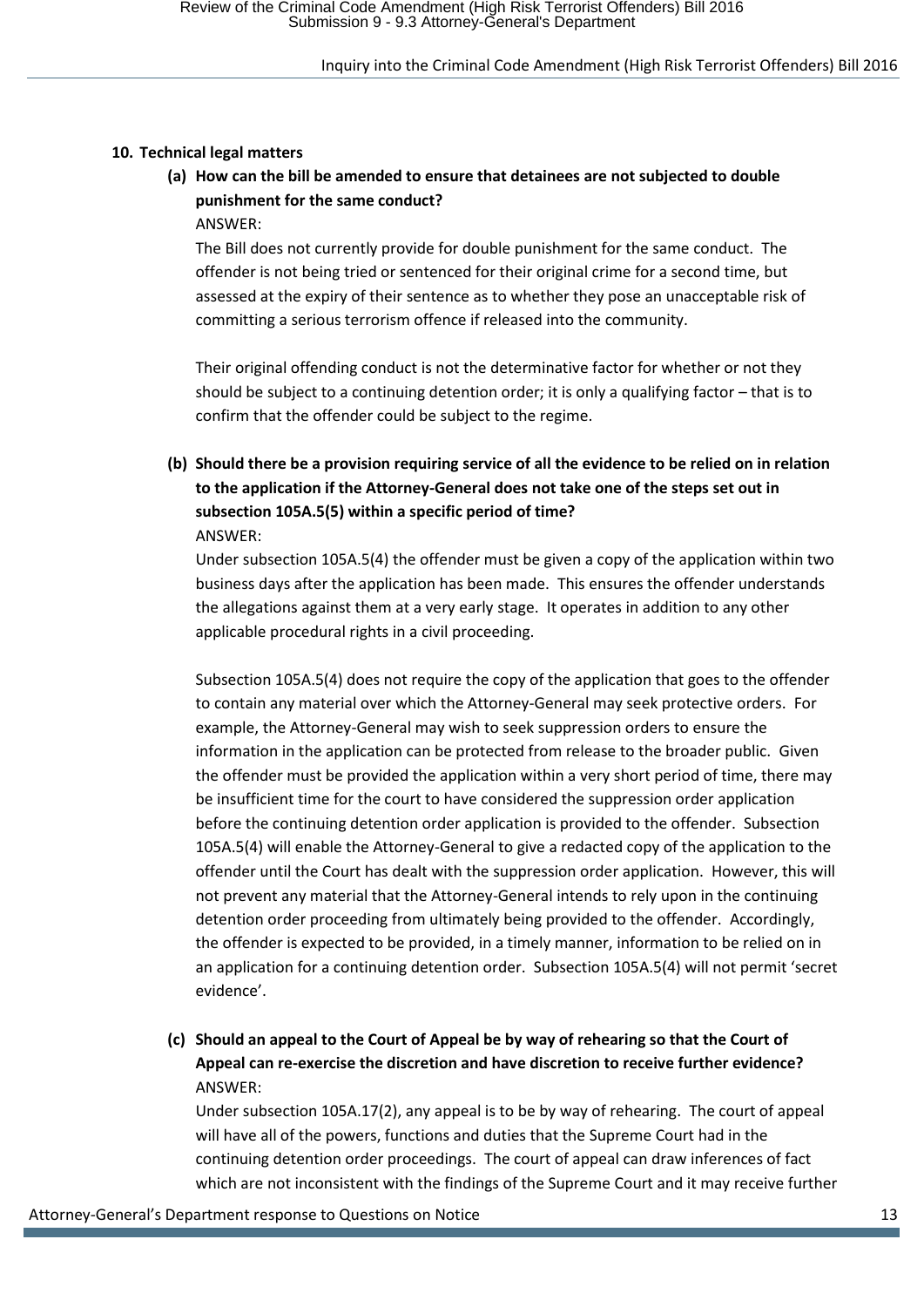## 10. Technical legal matters

### (a) How can the bill be amended to ensure that detainees are not subjected to double punishment for the same conduct?

ANSWER:

The Bill does not currently provide for double punishment for the same conduct. The offender is not being tried or sentenced for their original crime for a second time, but assessed at the expiry of their sentence as to whether they pose an unacceptable risk of committing a serious terrorism offence if released into the community.

Their original offending conduct is not the determinative factor for whether or not they should be subject to a continuing detention order; it is only a qualifying factor – that is to confirm that the offender could be subject to the regime.

### (b) Should there be a provision requiring service of all the evidence to be relied on in relation to the application if the Attorney-General does not take one of the steps set out in subsection 105A.5(5) within a specific period of time?

ANSWER:

Under subsection 105A.5(4) the offender must be given a copy of the application within two business days after the application has been made. This ensures the offender understands the allegations against them at a very early stage. It operates in addition to any other applicable procedural rights in a civil proceeding.

Subsection 105A.5(4) does not require the copy of the application that goes to the offender to contain any material over which the Attorney-General may seek protective orders. For example, the Attorney-General may wish to seek suppression orders to ensure the information in the application can be protected from release to the broader public. Given the offender must be provided the application within a very short period of time, there may be insufficient time for the court to have considered the suppression order application before the continuing detention order application is provided to the offender. Subsection 105A.5(4) will enable the Attorney-General to give a redacted copy of the application to the offender until the Court has dealt with the suppression order application. However, this will not prevent any material that the Attorney-General intends to rely upon in the continuing detention order proceeding from ultimately being provided to the offender. Accordingly, the offender is expected to be provided, in a timely manner, information to be relied on in an application for a continuing detention order. Subsection 105A.5(4) will not permit 'secret evidence'.

### (c) Should an appeal to the Court of Appeal be by way of rehearing so that the Court of Appeal can re-exercise the discretion and have discretion to receive further evidence?

ANSWER:

Under subsection 105A.17(2), any appeal is to be by way of rehearing. The court of appeal will have all of the powers, functions and duties that the Supreme Court had in the continuing detention order proceedings. The court of appeal can draw inferences of fact which are not inconsistent with the findings of the Supreme Court and it may receive further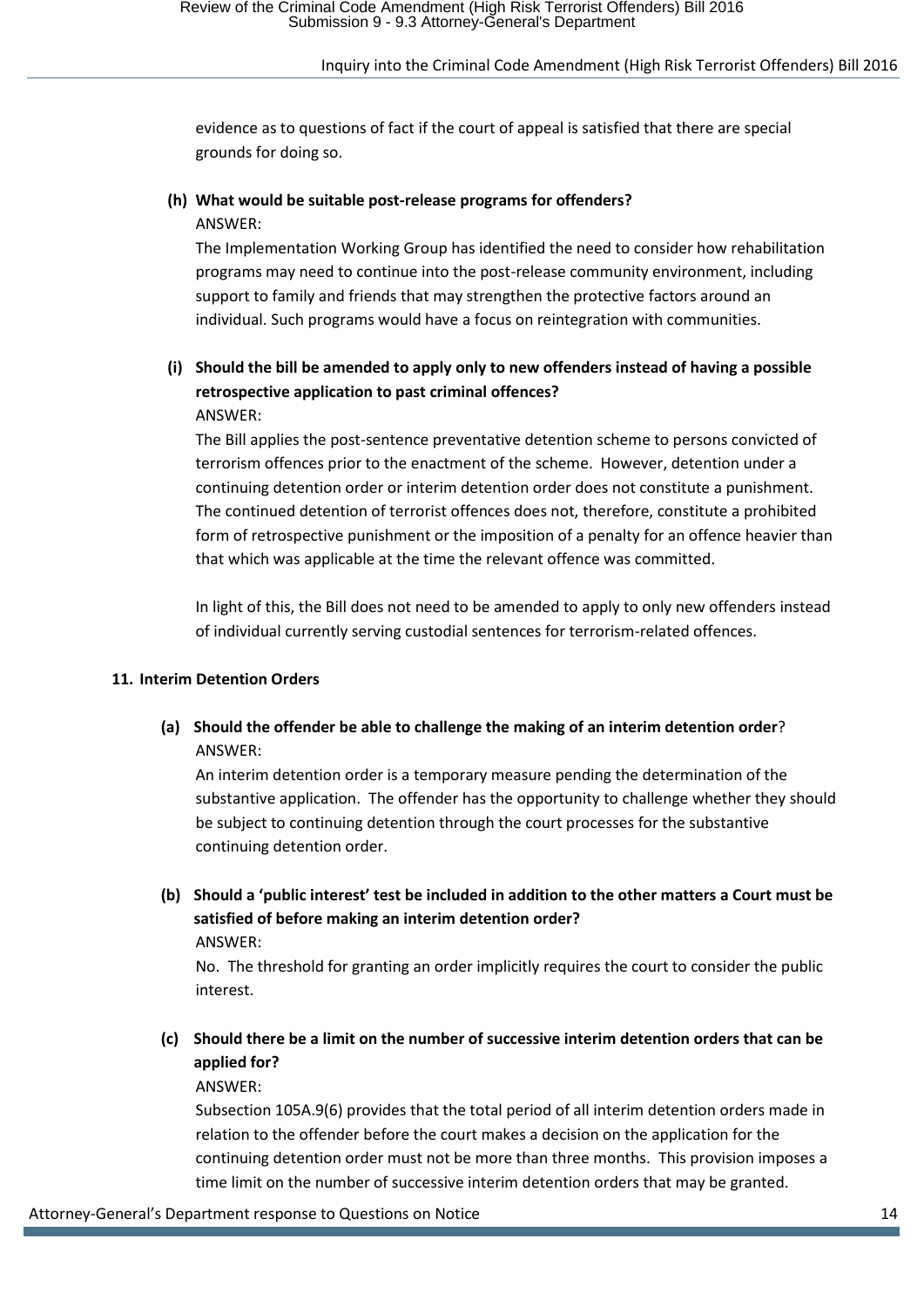evidence as to questions of fact if the court of appeal is satisfied that there are special grounds for doing so.

**(h) What would be suitable post-release programs for offenders?**

ANSWER:

The Implementation Working Group has identified the need to consider how rehabilitation programs may need to continue into the post-release community environment, including support to family and friends that may strengthen the protective factors around an individual. Such programs would have a focus on reintegration with communities.

**(i) Should the bill be amended to apply only to new offenders instead of having a possible retrospective application to past criminal offences?**

ANSWER:

The Bill applies the post-sentence preventative detention scheme to persons convicted of terrorism offences prior to the enactment of the scheme. However, detention under a continuing detention order or interim detention order does not constitute a punishment. The continued detention of terrorist offences does not, therefore, constitute a prohibited form of retrospective punishment or the imposition of a penalty for an offence heavier than that which was applicable at the time the relevant offence was committed.

In light of this, the Bill does not need to be amended to apply to only new offenders instead of individual currently serving custodial sentences for terrorism-related offences.

## 11. Interim Detention Orders

**(a) Should the offender be able to challenge the making of an interim detention order**?

ANSWER:

An interim detention order is a temporary measure pending the determination of the substantive application. The offender has the opportunity to challenge whether they should be subject to continuing detention through the court processes for the substantive continuing detention order.

**(b) Should a 'public interest' test be included in addition to the other matters a Court must be satisfied of before making an interim detention order?**

ANSWER:

No. The threshold for granting an order implicitly requires the court to consider the public interest.

**(c) Should there be a limit on the number of successive interim detention orders that can be applied for?**

ANSWER:

Subsection 105A.9(6) provides that the total period of all interim detention orders made in relation to the offender before the court makes a decision on the application for the continuing detention order must not be more than three months. This provision imposes a time limit on the number of successive interim detention orders that may be granted.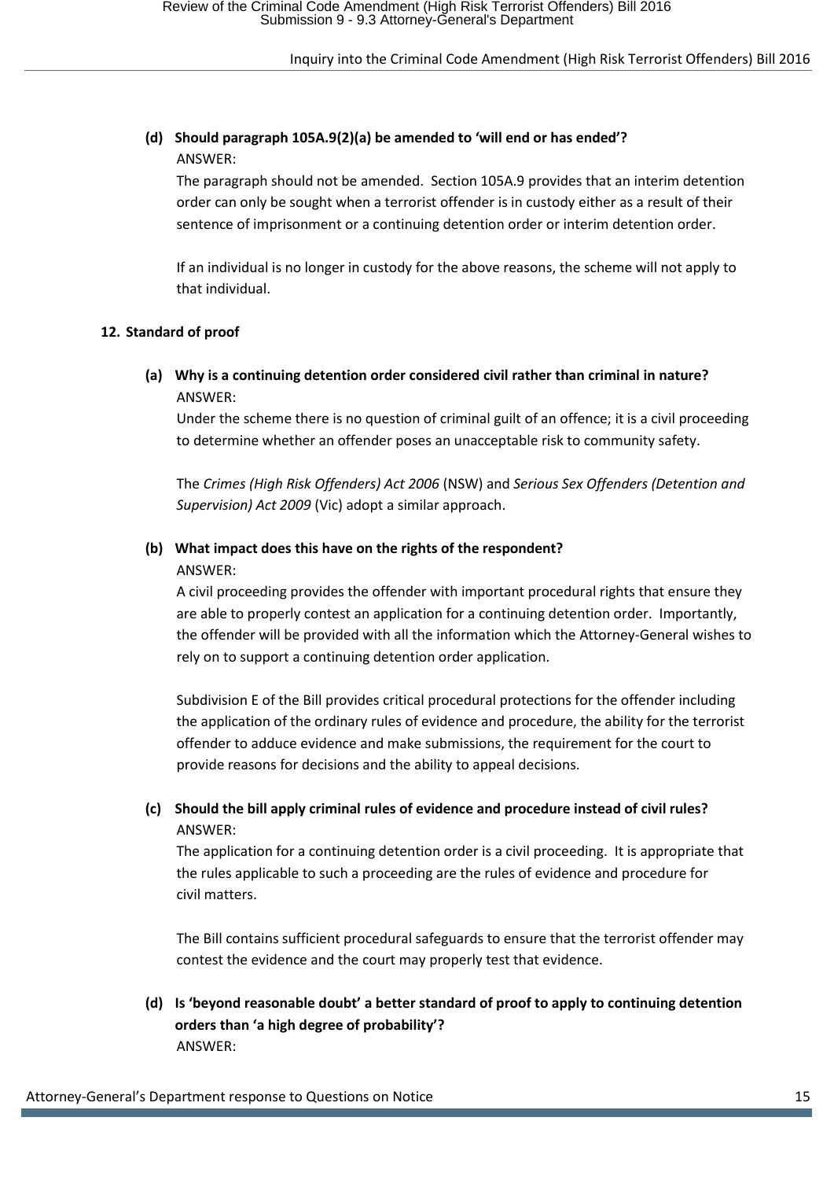**(d) Should paragraph 105A.9(2)(a) be amended to 'will end or has ended'?**

ANSWER:

The paragraph should not be amended. Section 105A.9 provides that an interim detention order can only be sought when a terrorist offender is in custody either as a result of their sentence of imprisonment or a continuing detention order or interim detention order.

If an individual is no longer in custody for the above reasons, the scheme will not apply to that individual.

## 12. Standard of proof

**(a) Why is a continuing detention order considered civil rather than criminal in nature?**

ANSWER:

Under the scheme there is no question of criminal guilt of an offence; it is a civil proceeding to determine whether an offender poses an unacceptable risk to community safety.

The *Crimes (High Risk Offenders) Act 2006* (NSW) and *Serious Sex Offenders (Detention and Supervision) Act 2009* (Vic) adopt a similar approach.

**(b) What impact does this have on the rights of the respondent?**

ANSWER:

A civil proceeding provides the offender with important procedural rights that ensure they are able to properly contest an application for a continuing detention order. Importantly, the offender will be provided with all the information which the Attorney-General wishes to rely on to support a continuing detention order application.

Subdivision E of the Bill provides critical procedural protections for the offender including the application of the ordinary rules of evidence and procedure, the ability for the terrorist offender to adduce evidence and make submissions, the requirement for the court to provide reasons for decisions and the ability to appeal decisions.

**(c) Should the bill apply criminal rules of evidence and procedure instead of civil rules?**

ANSWER:

The application for a continuing detention order is a civil proceeding. It is appropriate that the rules applicable to such a proceeding are the rules of evidence and procedure for civil matters.

The Bill contains sufficient procedural safeguards to ensure that the terrorist offender may contest the evidence and the court may properly test that evidence.

**(d) Is 'beyond reasonable doubt' a better standard of proof to apply to continuing detention orders than 'a high degree of probability'?**

ANSWER: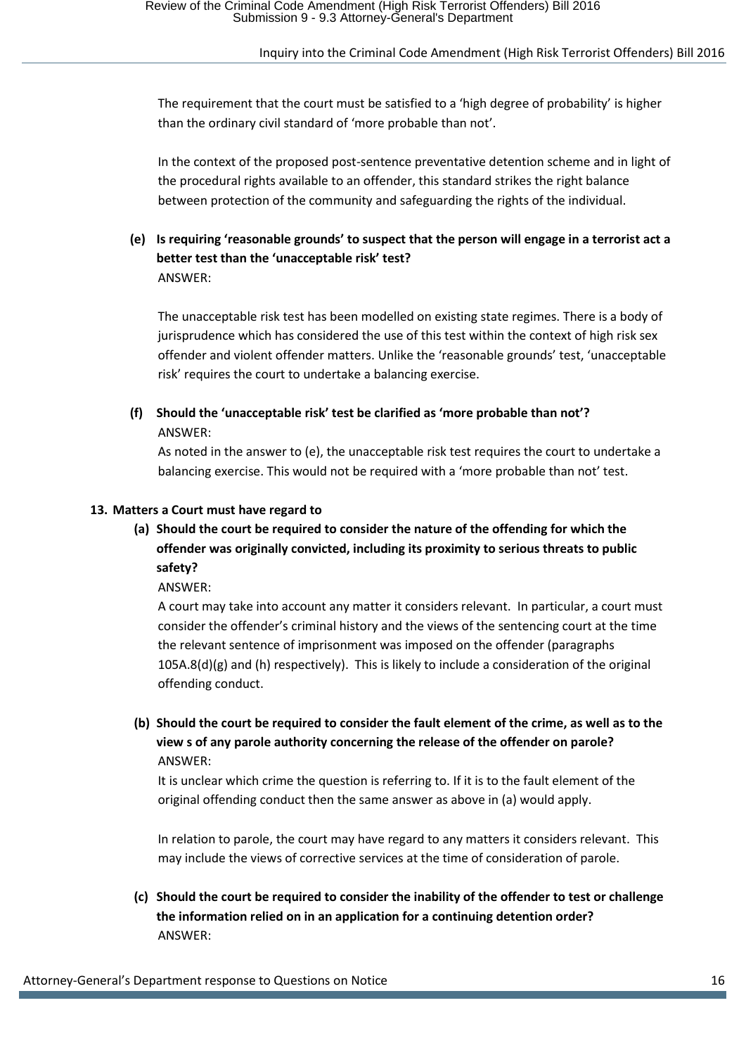The requirement that the court must be satisfied to a 'high degree of probability' is higher than the ordinary civil standard of 'more probable than not'.

In the context of the proposed post-sentence preventative detention scheme and in light of the procedural rights available to an offender, this standard strikes the right balance between protection of the community and safeguarding the rights of the individual.

**(e) Is requiring 'reasonable grounds' to suspect that the person will engage in a terrorist act a better test than the 'unacceptable risk' test?**

ANSWER:

The unacceptable risk test has been modelled on existing state regimes. There is a body of jurisprudence which has considered the use of this test within the context of high risk sex offender and violent offender matters. Unlike the 'reasonable grounds' test, 'unacceptable risk' requires the court to undertake a balancing exercise.

**(f) Should the 'unacceptable risk' test be clarified as 'more probable than not'?**

ANSWER:

As noted in the answer to (e), the unacceptable risk test requires the court to undertake a balancing exercise. This would not be required with a 'more probable than not' test.

**13. Matters a Court must have regard to**

**(a) Should the court be required to consider the nature of the offending for which the offender was originally convicted, including its proximity to serious threats to public safety?**

ANSWER:

A court may take into account any matter it considers relevant. In particular, a court must consider the offender's criminal history and the views of the sentencing court at the time the relevant sentence of imprisonment was imposed on the offender (paragraphs 105A.8(d)(g) and (h) respectively). This is likely to include a consideration of the original offending conduct.

**(b) Should the court be required to consider the fault element of the crime, as well as to the view s of any parole authority concerning the release of the offender on parole?**

ANSWER:

It is unclear which crime the question is referring to. If it is to the fault element of the original offending conduct then the same answer as above in (a) would apply.

In relation to parole, the court may have regard to any matters it considers relevant. This may include the views of corrective services at the time of consideration of parole.

**(c) Should the court be required to consider the inability of the offender to test or challenge the information relied on in an application for a continuing detention order?**

ANSWER: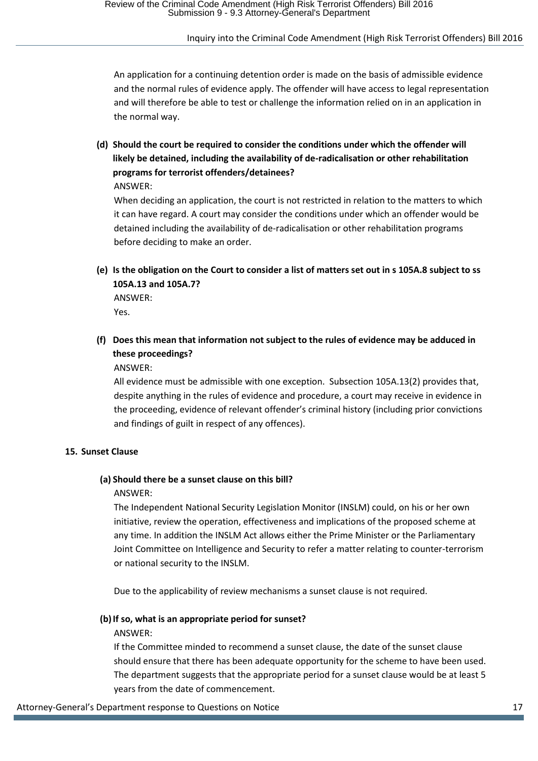An application for a continuing detention order is made on the basis of admissible evidence and the normal rules of evidence apply. The offender will have access to legal representation and will therefore be able to test or challenge the information relied on in an application in the normal way.

**(d) Should the court be required to consider the conditions under which the offender will likely be detained, including the availability of de-radicalisation or other rehabilitation programs for terrorist offenders/detainees?**

ANSWER:

When deciding an application, the court is not restricted in relation to the matters to which it can have regard. A court may consider the conditions under which an offender would be detained including the availability of de-radicalisation or other rehabilitation programs before deciding to make an order.

**(e) Is the obligation on the Court to consider a list of matters set out in s 105A.8 subject to ss 105A.13 and 105A.7?**

ANSWER:

Yes.

**(f) Does this mean that information not subject to the rules of evidence may be adduced in these proceedings?**

ANSWER:

All evidence must be admissible with one exception. Subsection 105A.13(2) provides that, despite anything in the rules of evidence and procedure, a court may receive in evidence in the proceeding, evidence of relevant offender's criminal history (including prior convictions and findings of guilt in respect of any offences).

## 15. Sunset Clause

**(a) Should there be a sunset clause on this bill?**

ANSWER:

The Independent National Security Legislation Monitor (INSLM) could, on his or her own initiative, review the operation, effectiveness and implications of the proposed scheme at any time. In addition the INSLM Act allows either the Prime Minister or the Parliamentary Joint Committee on Intelligence and Security to refer a matter relating to counter-terrorism or national security to the INSLM.

Due to the applicability of review mechanisms a sunset clause is not required.

**(b) If so, what is an appropriate period for sunset?**

ANSWER:

If the Committee minded to recommend a sunset clause, the date of the sunset clause should ensure that there has been adequate opportunity for the scheme to have been used. The department suggests that the appropriate period for a sunset clause would be at least 5 years from the date of commencement.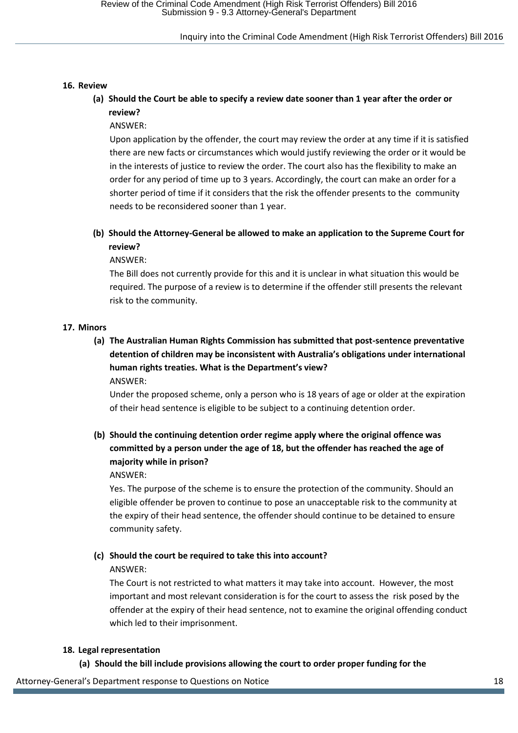16. **Review**

   **(a) Should the Court be able to specify a review date sooner than 1 year after the order or review?**

   ANSWER:

   Upon application by the offender, the court may review the order at any time if it is satisfied there are new facts or circumstances which would justify reviewing the order or it would be in the interests of justice to review the order. The court also has the flexibility to make an order for any period of time up to 3 years. Accordingly, the court can make an order for a shorter period of time if it considers that the risk the offender presents to the community needs to be reconsidered sooner than 1 year.

   **(b) Should the Attorney-General be allowed to make an application to the Supreme Court for review?**

   ANSWER:

   The Bill does not currently provide for this and it is unclear in what situation this would be required. The purpose of a review is to determine if the offender still presents the relevant risk to the community.

17. **Minors**

   **(a) The Australian Human Rights Commission has submitted that post-sentence preventative detention of children may be inconsistent with Australia's obligations under international human rights treaties. What is the Department's view?**

   ANSWER:

   Under the proposed scheme, only a person who is 18 years of age or older at the expiration of their head sentence is eligible to be subject to a continuing detention order.

   **(b) Should the continuing detention order regime apply where the original offence was committed by a person under the age of 18, but the offender has reached the age of majority while in prison?**

   ANSWER:

   Yes. The purpose of the scheme is to ensure the protection of the community. Should an eligible offender be proven to continue to pose an unacceptable risk to the community at the expiry of their head sentence, the offender should continue to be detained to ensure community safety.

   **(c) Should the court be required to take this into account?**

   ANSWER:

   The Court is not restricted to what matters it may take into account. However, the most important and most relevant consideration is for the court to assess the risk posed by the offender at the expiry of their head sentence, not to examine the original offending conduct which led to their imprisonment.

18. **Legal representation**

   **(a) Should the bill include provisions allowing the court to order proper funding for the**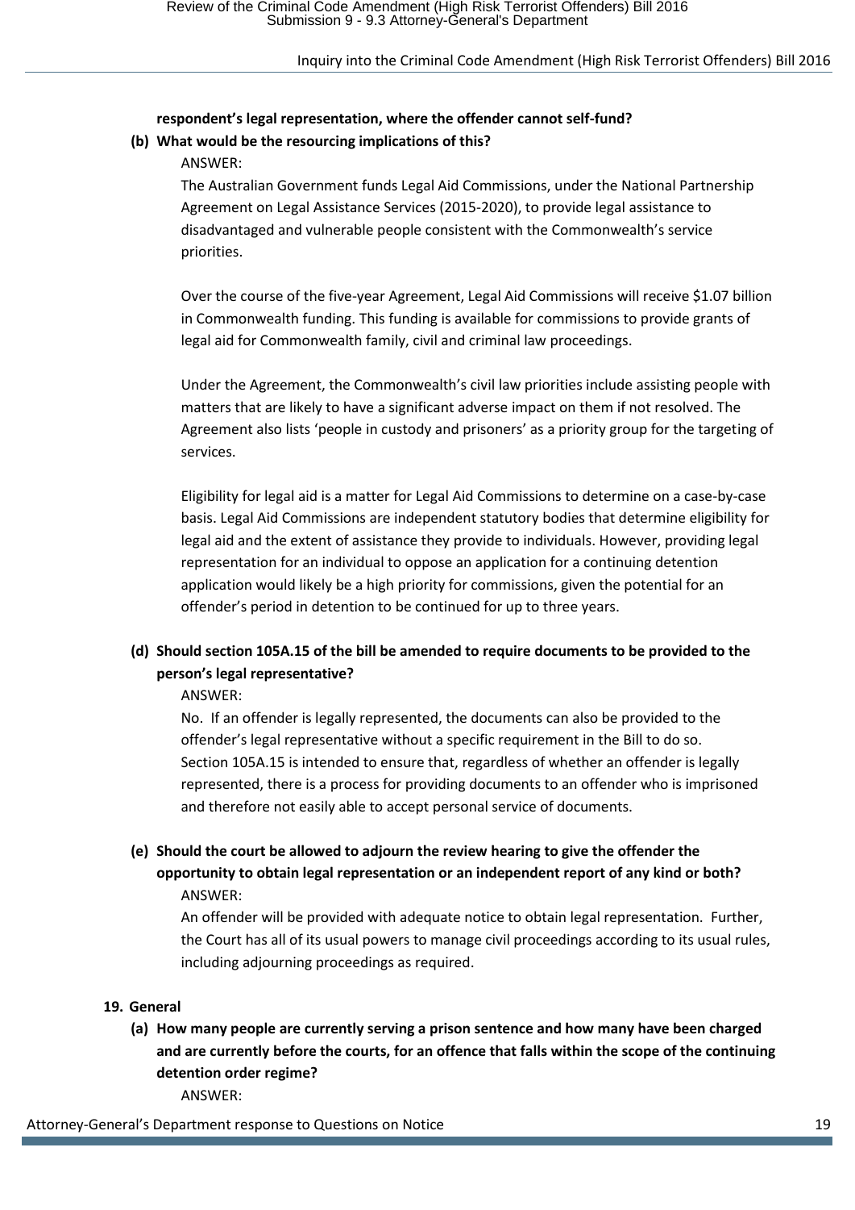**respondent's legal representation, where the offender cannot self-fund?**

**(b) What would be the resourcing implications of this?**

ANSWER:

The Australian Government funds Legal Aid Commissions, under the National Partnership Agreement on Legal Assistance Services (2015-2020), to provide legal assistance to disadvantaged and vulnerable people consistent with the Commonwealth's service priorities.

Over the course of the five-year Agreement, Legal Aid Commissions will receive $1.07 billion in Commonwealth funding. This funding is available for commissions to provide grants of legal aid for Commonwealth family, civil and criminal law proceedings.

Under the Agreement, the Commonwealth's civil law priorities include assisting people with matters that are likely to have a significant adverse impact on them if not resolved. The Agreement also lists 'people in custody and prisoners' as a priority group for the targeting of services.

Eligibility for legal aid is a matter for Legal Aid Commissions to determine on a case-by-case basis. Legal Aid Commissions are independent statutory bodies that determine eligibility for legal aid and the extent of assistance they provide to individuals. However, providing legal representation for an individual to oppose an application for a continuing detention application would likely be a high priority for commissions, given the potential for an offender's period in detention to be continued for up to three years.

**(d) Should section 105A.15 of the bill be amended to require documents to be provided to the person's legal representative?**

ANSWER:

No. If an offender is legally represented, the documents can also be provided to the offender's legal representative without a specific requirement in the Bill to do so. Section 105A.15 is intended to ensure that, regardless of whether an offender is legally represented, there is a process for providing documents to an offender who is imprisoned and therefore not easily able to accept personal service of documents.

**(e) Should the court be allowed to adjourn the review hearing to give the offender the opportunity to obtain legal representation or an independent report of any kind or both?**

ANSWER:

An offender will be provided with adequate notice to obtain legal representation. Further, the Court has all of its usual powers to manage civil proceedings according to its usual rules, including adjourning proceedings as required.

**19. General**

**(a) How many people are currently serving a prison sentence and how many have been charged and are currently before the courts, for an offence that falls within the scope of the continuing detention order regime?**

ANSWER: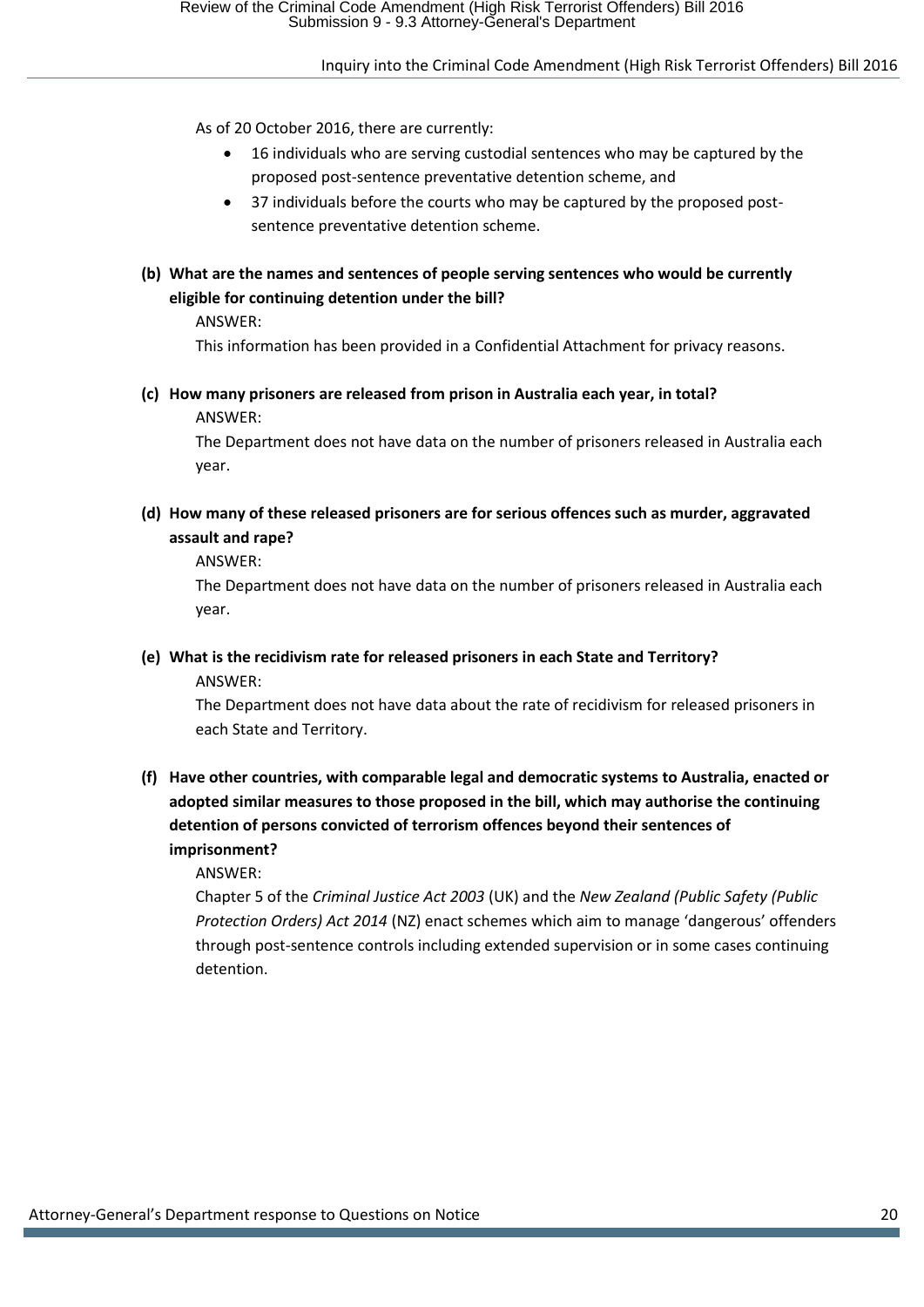As of 20 October 2016, there are currently:

- 16 individuals who are serving custodial sentences who may be captured by the proposed post-sentence preventative detention scheme, and
- 37 individuals before the courts who may be captured by the proposed post-sentence preventative detention scheme.

**(b) What are the names and sentences of people serving sentences who would be currently eligible for continuing detention under the bill?**

ANSWER:

This information has been provided in a Confidential Attachment for privacy reasons.

**(c) How many prisoners are released from prison in Australia each year, in total?**

ANSWER:

The Department does not have data on the number of prisoners released in Australia each year.

**(d) How many of these released prisoners are for serious offences such as murder, aggravated assault and rape?**

ANSWER:

The Department does not have data on the number of prisoners released in Australia each year.

**(e) What is the recidivism rate for released prisoners in each State and Territory?**

ANSWER:

The Department does not have data about the rate of recidivism for released prisoners in each State and Territory.

**(f) Have other countries, with comparable legal and democratic systems to Australia, enacted or adopted similar measures to those proposed in the bill, which may authorise the continuing detention of persons convicted of terrorism offences beyond their sentences of imprisonment?**

ANSWER:

Chapter 5 of the *Criminal Justice Act 2003* (UK) and the *New Zealand (Public Safety (Public Protection Orders) Act 2014* (NZ) enact schemes which aim to manage 'dangerous' offenders through post-sentence controls including extended supervision or in some cases continuing detention.